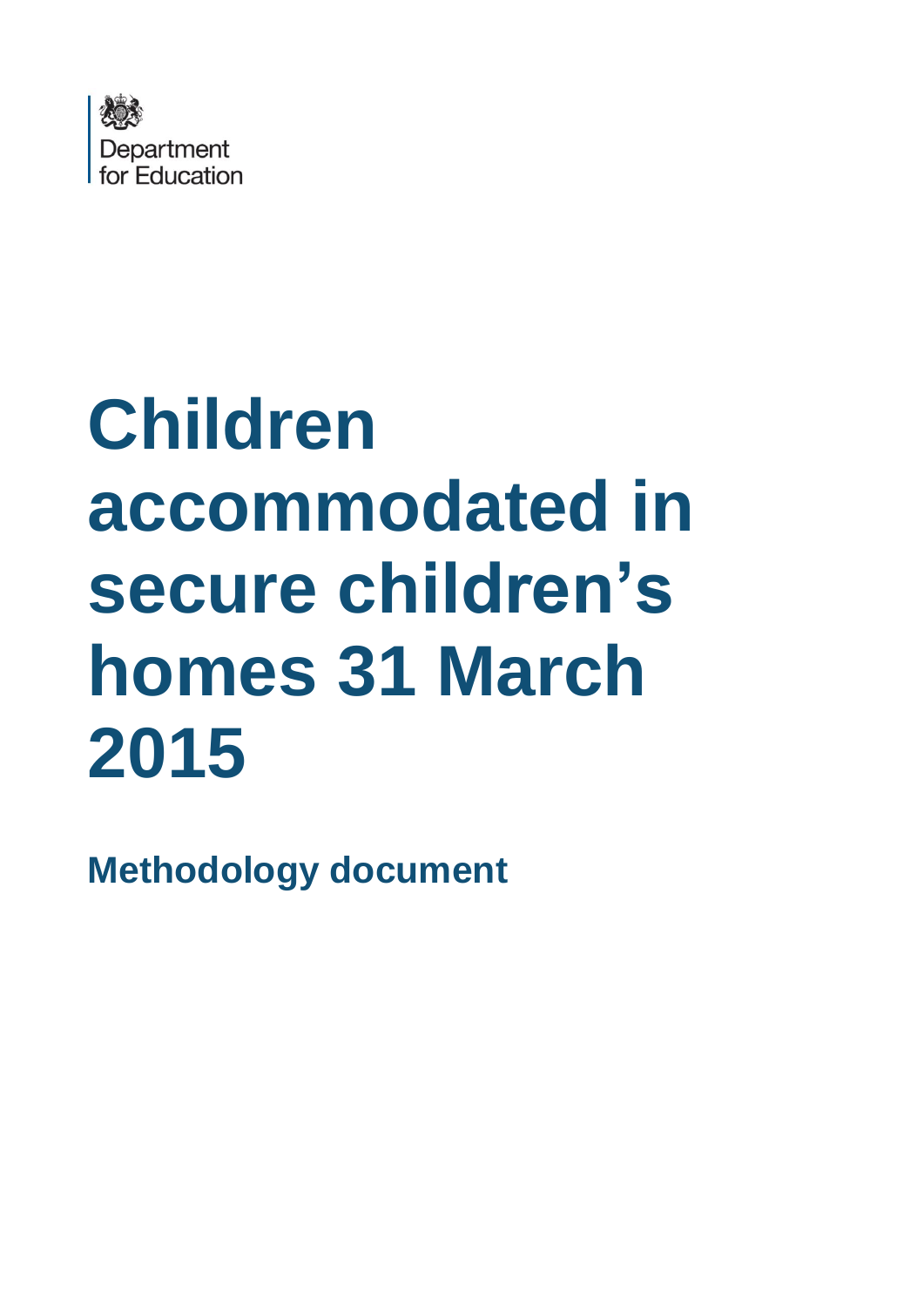Department for Education

# Children accommodated in secure children's homes 31 March 2015

## Methodology document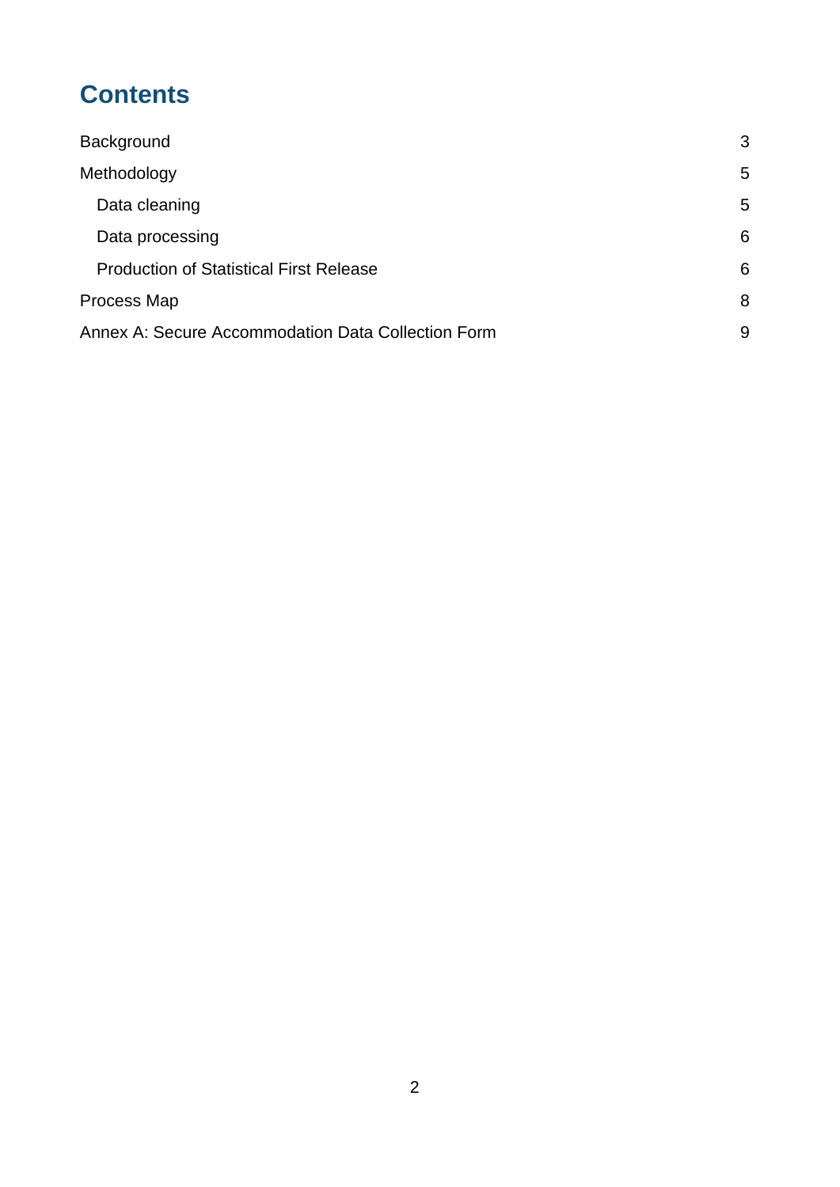# Contents

| | |
|---|---|
| Background | 3 |
| Methodology | 5 |
| Data cleaning | 5 |
| Data processing | 6 |
| Production of Statistical First Release | 6 |
| Process Map | 8 |
| Annex A: Secure Accommodation Data Collection Form | 9 |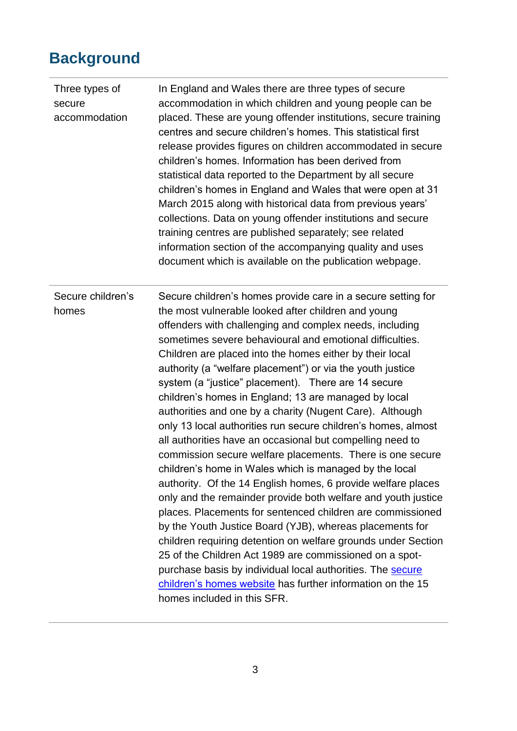## Background

| | |
|---|---|
| Three types of secure accommodation | In England and Wales there are three types of secure accommodation in which children and young people can be placed. These are young offender institutions, secure training centres and secure children's homes. This statistical first release provides figures on children accommodated in secure children's homes. Information has been derived from statistical data reported to the Department by all secure children's homes in England and Wales that were open at 31 March 2015 along with historical data from previous years' collections. Data on young offender institutions and secure training centres are published separately; see related information section of the accompanying quality and uses document which is available on the publication webpage. |
| Secure children's homes | Secure children's homes provide care in a secure setting for the most vulnerable looked after children and young offenders with challenging and complex needs, including sometimes severe behavioural and emotional difficulties. Children are placed into the homes either by their local authority (a "welfare placement") or via the youth justice system (a "justice" placement). There are 14 secure children's homes in England; 13 are managed by local authorities and one by a charity (Nugent Care). Although only 13 local authorities run secure children's homes, almost all authorities have an occasional but compelling need to commission secure welfare placements. There is one secure children's home in Wales which is managed by the local authority. Of the 14 English homes, 6 provide welfare places only and the remainder provide both welfare and youth justice places. Placements for sentenced children are commissioned by the Youth Justice Board (YJB), whereas placements for children requiring detention on welfare grounds under Section 25 of the Children Act 1989 are commissioned on a spot-purchase basis by individual local authorities. The secure children's homes website has further information on the 15 homes included in this SFR. |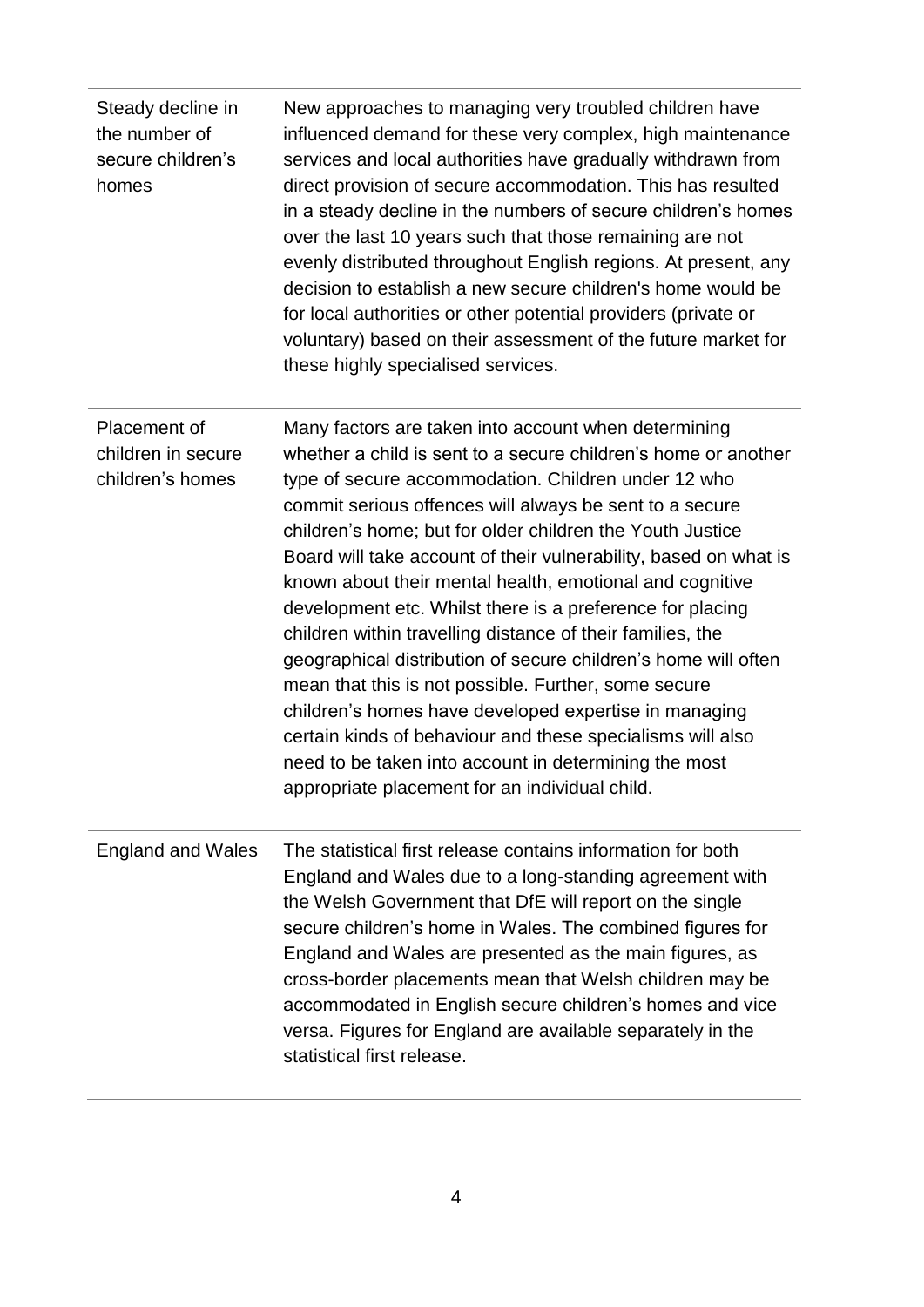| | |
|---|---|
| Steady decline in the number of secure children's homes | New approaches to managing very troubled children have influenced demand for these very complex, high maintenance services and local authorities have gradually withdrawn from direct provision of secure accommodation. This has resulted in a steady decline in the numbers of secure children's homes over the last 10 years such that those remaining are not evenly distributed throughout English regions. At present, any decision to establish a new secure children's home would be for local authorities or other potential providers (private or voluntary) based on their assessment of the future market for these highly specialised services. |
| Placement of children in secure children's homes | Many factors are taken into account when determining whether a child is sent to a secure children's home or another type of secure accommodation. Children under 12 who commit serious offences will always be sent to a secure children's home; but for older children the Youth Justice Board will take account of their vulnerability, based on what is known about their mental health, emotional and cognitive development etc. Whilst there is a preference for placing children within travelling distance of their families, the geographical distribution of secure children's home will often mean that this is not possible. Further, some secure children's homes have developed expertise in managing certain kinds of behaviour and these specialisms will also need to be taken into account in determining the most appropriate placement for an individual child. |
| England and Wales | The statistical first release contains information for both England and Wales due to a long-standing agreement with the Welsh Government that DfE will report on the single secure children's home in Wales. The combined figures for England and Wales are presented as the main figures, as cross-border placements mean that Welsh children may be accommodated in English secure children's homes and vice versa. Figures for England are available separately in the statistical first release. |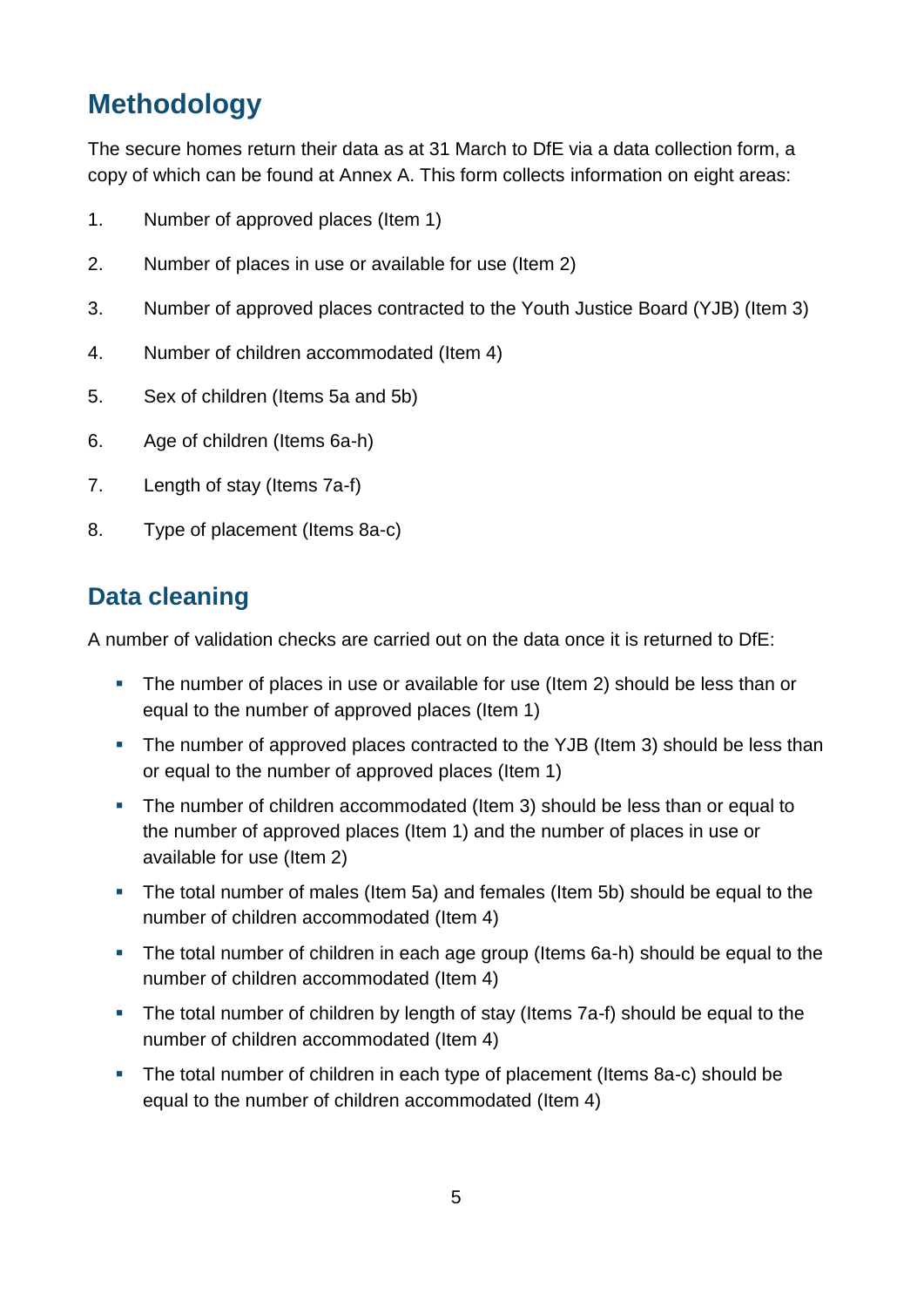## Methodology

The secure homes return their data as at 31 March to DfE via a data collection form, a copy of which can be found at Annex A. This form collects information on eight areas:

1. Number of approved places (Item 1)
2. Number of places in use or available for use (Item 2)
3. Number of approved places contracted to the Youth Justice Board (YJB) (Item 3)
4. Number of children accommodated (Item 4)
5. Sex of children (Items 5a and 5b)
6. Age of children (Items 6a-h)
7. Length of stay (Items 7a-f)
8. Type of placement (Items 8a-c)

## Data cleaning

A number of validation checks are carried out on the data once it is returned to DfE:

- The number of places in use or available for use (Item 2) should be less than or equal to the number of approved places (Item 1)
- The number of approved places contracted to the YJB (Item 3) should be less than or equal to the number of approved places (Item 1)
- The number of children accommodated (Item 3) should be less than or equal to the number of approved places (Item 1) and the number of places in use or available for use (Item 2)
- The total number of males (Item 5a) and females (Item 5b) should be equal to the number of children accommodated (Item 4)
- The total number of children in each age group (Items 6a-h) should be equal to the number of children accommodated (Item 4)
- The total number of children by length of stay (Items 7a-f) should be equal to the number of children accommodated (Item 4)
- The total number of children in each type of placement (Items 8a-c) should be equal to the number of children accommodated (Item 4)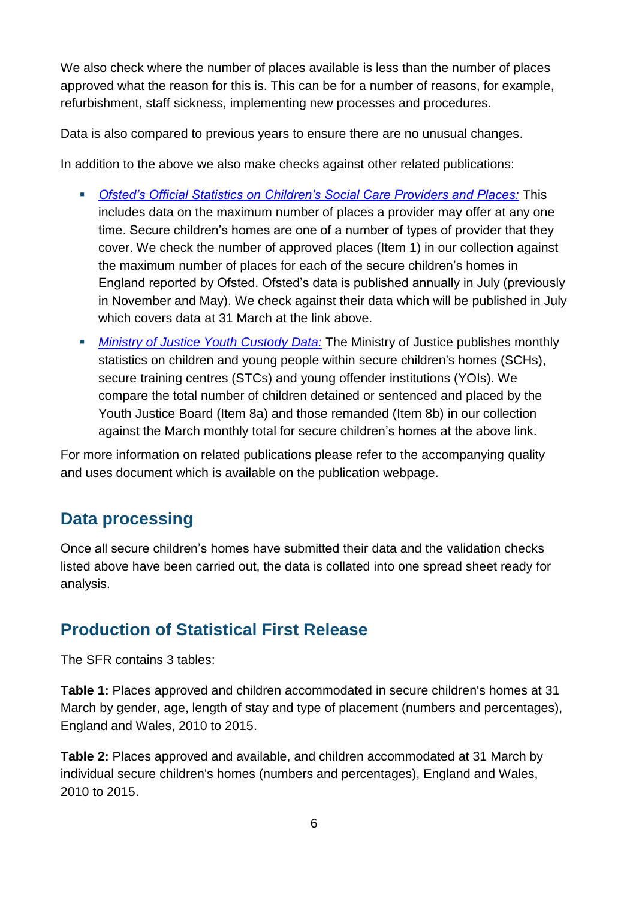We also check where the number of places available is less than the number of places approved what the reason for this is. This can be for a number of reasons, for example, refurbishment, staff sickness, implementing new processes and procedures.

Data is also compared to previous years to ensure there are no unusual changes.

In addition to the above we also make checks against other related publications:

- *Ofsted's Official Statistics on Children's Social Care Providers and Places:* This includes data on the maximum number of places a provider may offer at any one time. Secure children's homes are one of a number of types of provider that they cover. We check the number of approved places (Item 1) in our collection against the maximum number of places for each of the secure children's homes in England reported by Ofsted. Ofsted's data is published annually in July (previously in November and May). We check against their data which will be published in July which covers data at 31 March at the link above.
- *Ministry of Justice Youth Custody Data:* The Ministry of Justice publishes monthly statistics on children and young people within secure children's homes (SCHs), secure training centres (STCs) and young offender institutions (YOIs). We compare the total number of children detained or sentenced and placed by the Youth Justice Board (Item 8a) and those remanded (Item 8b) in our collection against the March monthly total for secure children's homes at the above link.

For more information on related publications please refer to the accompanying quality and uses document which is available on the publication webpage.

## Data processing

Once all secure children's homes have submitted their data and the validation checks listed above have been carried out, the data is collated into one spread sheet ready for analysis.

## Production of Statistical First Release

The SFR contains 3 tables:

**Table 1:** Places approved and children accommodated in secure children's homes at 31 March by gender, age, length of stay and type of placement (numbers and percentages), England and Wales, 2010 to 2015.

**Table 2:** Places approved and available, and children accommodated at 31 March by individual secure children's homes (numbers and percentages), England and Wales, 2010 to 2015.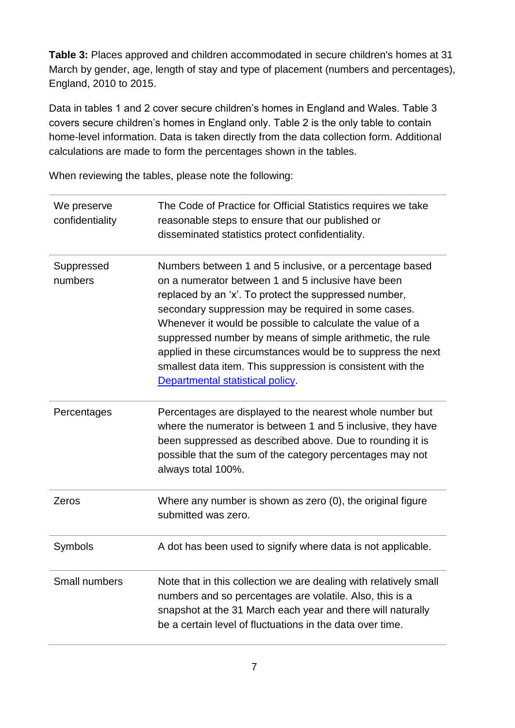**Table 3:** Places approved and children accommodated in secure children's homes at 31 March by gender, age, length of stay and type of placement (numbers and percentages), England, 2010 to 2015.

Data in tables 1 and 2 cover secure children's homes in England and Wales. Table 3 covers secure children's homes in England only. Table 2 is the only table to contain home-level information. Data is taken directly from the data collection form. Additional calculations are made to form the percentages shown in the tables.

When reviewing the tables, please note the following:

| | |
|---|---|
| We preserve confidentiality | The Code of Practice for Official Statistics requires we take reasonable steps to ensure that our published or disseminated statistics protect confidentiality. |
| Suppressed numbers | Numbers between 1 and 5 inclusive, or a percentage based on a numerator between 1 and 5 inclusive have been replaced by an 'x'. To protect the suppressed number, secondary suppression may be required in some cases. Whenever it would be possible to calculate the value of a suppressed number by means of simple arithmetic, the rule applied in these circumstances would be to suppress the next smallest data item. This suppression is consistent with the [Departmental statistical policy](). |
| Percentages | Percentages are displayed to the nearest whole number but where the numerator is between 1 and 5 inclusive, they have been suppressed as described above. Due to rounding it is possible that the sum of the category percentages may not always total 100%. |
| Zeros | Where any number is shown as zero (0), the original figure submitted was zero. |
| Symbols | A dot has been used to signify where data is not applicable. |
| Small numbers | Note that in this collection we are dealing with relatively small numbers and so percentages are volatile. Also, this is a snapshot at the 31 March each year and there will naturally be a certain level of fluctuations in the data over time. |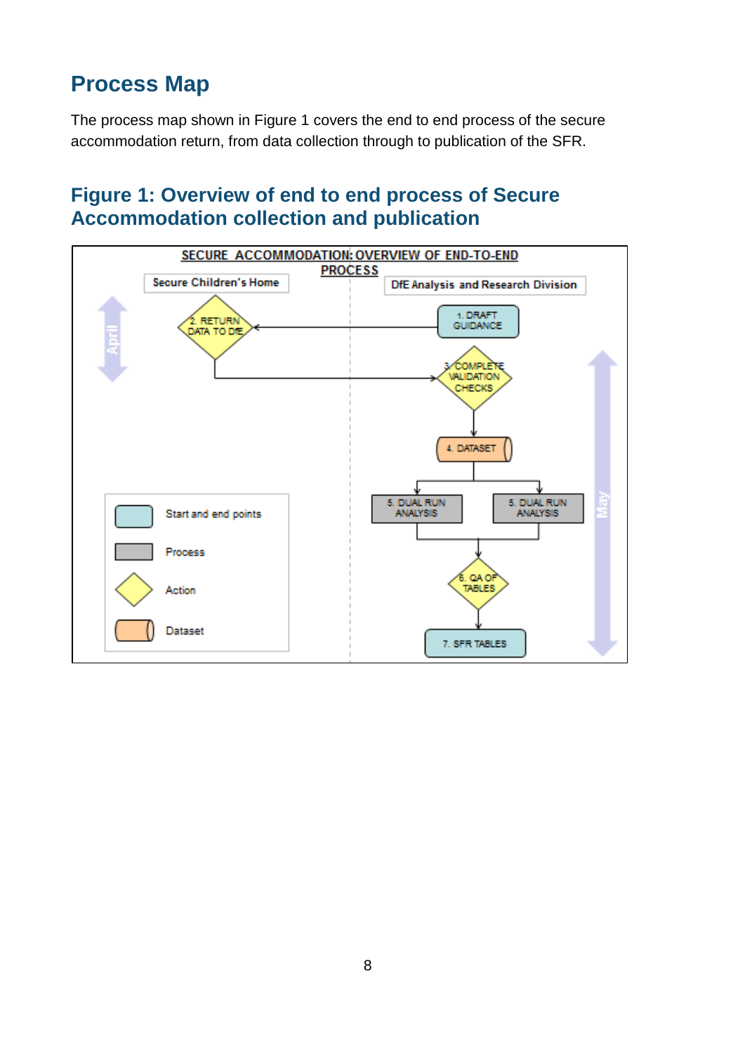## Process Map

The process map shown in Figure 1 covers the end to end process of the secure accommodation return, from data collection through to publication of the SFR.

### Figure 1: Overview of end to end process of Secure Accommodation collection and publication

**SECURE ACCOMMODATION: OVERVIEW OF END-TO-END PROCESS**

Secure Children's Home | DfE Analysis and Research Division

April:
- 1. DRAFT GUIDANCE (DfE Analysis and Research Division)
- 2. RETURN DATA TO DfE (Secure Children's Home)

May:
- 3. COMPLETE VALIDATION CHECKS
- 4. DATASET
- 5. DUAL RUN ANALYSIS
- 5. DUAL RUN ANALYSIS
- 6. QA OF TABLES
- 7. SFR TABLES

Key:
- Start and end points
- Process
- Action
- Dataset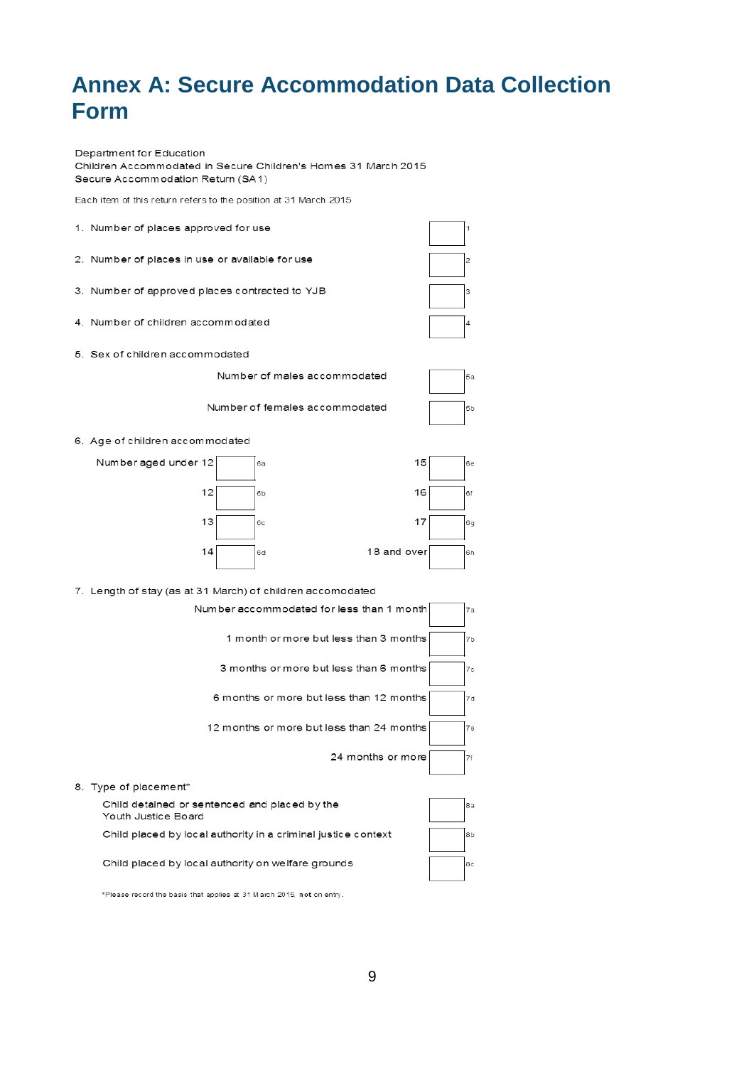# Annex A: Secure Accommodation Data Collection Form

Department for Education
Children Accommodated in Secure Children's Homes 31 March 2015
Secure Accommodation Return (SA1)

Each item of this return refers to the position at 31 March 2015

1. Number of places approved for use [ ] 1

2. Number of places in use or available for use [ ] 2

3. Number of approved places contracted to YJB [ ] 3

4. Number of children accommodated [ ] 4

5. Sex of children accommodated

| | | |
|---|---|---|
| Number of males accommodated | [ ] | 5a |
| Number of females accommodated | [ ] | 5b |

6. Age of children accommodated

| | | | | | |
|---|---|---|---|---|---|
| Number aged under 12 | [ ] | 6a | 15 | [ ] | 6e |
| 12 | [ ] | 6b | 16 | [ ] | 6f |
| 13 | [ ] | 6c | 17 | [ ] | 6g |
| 14 | [ ] | 6d | 18 and over | [ ] | 6h |

7. Length of stay (as at 31 March) of children accomodated

| | | |
|---|---|---|
| Number accommodated for less than 1 month | [ ] | 7a |
| 1 month or more but less than 3 months | [ ] | 7b |
| 3 months or more but less than 6 months | [ ] | 7c |
| 6 months or more but less than 12 months | [ ] | 7d |
| 12 months or more but less than 24 months | [ ] | 7e |
| 24 months or more | [ ] | 7f |

8. Type of placement*

| | | |
|---|---|---|
| Child detained or sentenced and placed by the Youth Justice Board | [ ] | 8a |
| Child placed by local authority in a criminal justice context | [ ] | 8b |
| Child placed by local authority on welfare grounds | [ ] | 8c |

*Please record the basis that applies at 31 March 2015, **not** on entry.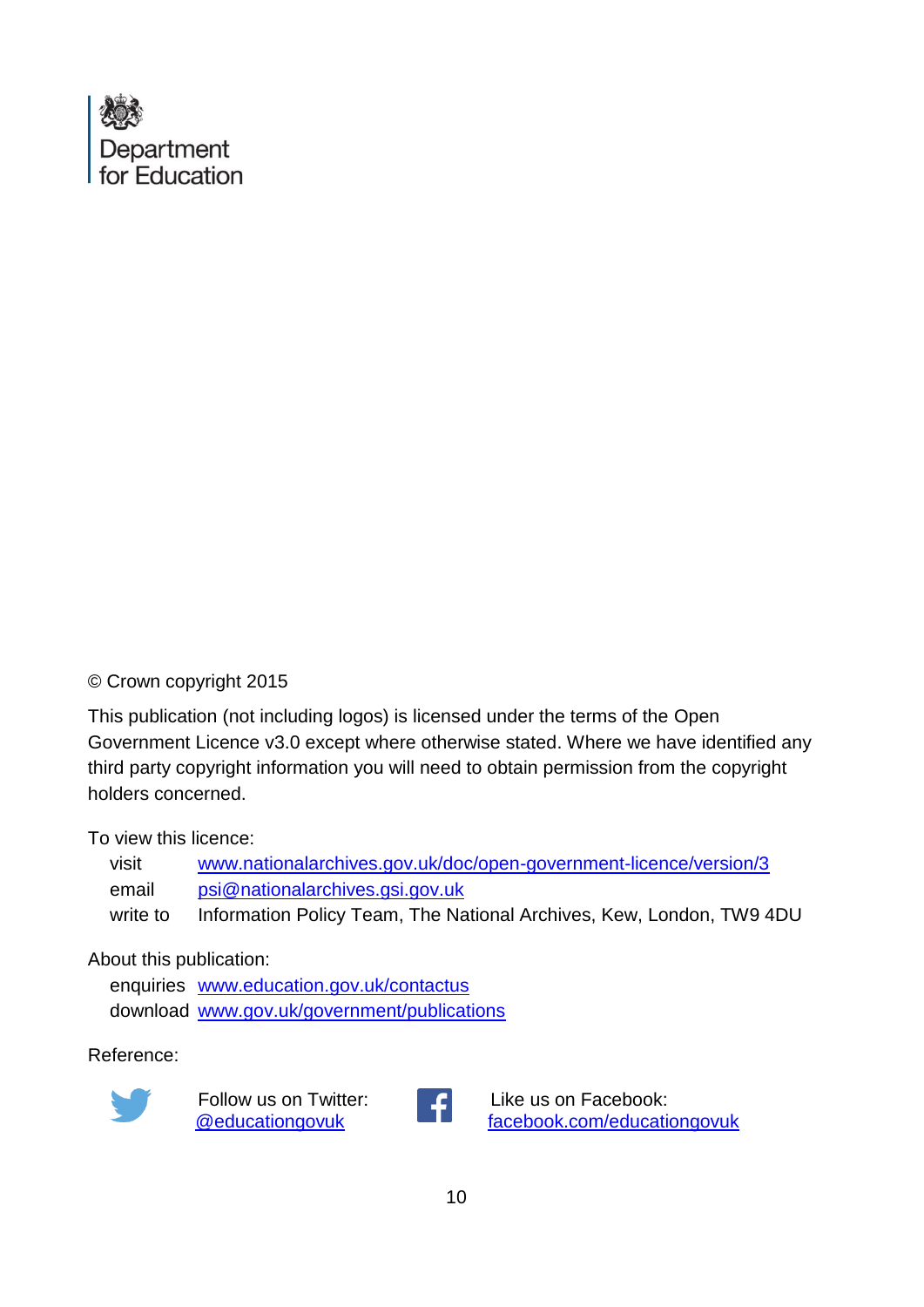Department for Education

© Crown copyright 2015

This publication (not including logos) is licensed under the terms of the Open Government Licence v3.0 except where otherwise stated. Where we have identified any third party copyright information you will need to obtain permission from the copyright holders concerned.

To view this licence:

visit www.nationalarchives.gov.uk/doc/open-government-licence/version/3
email psi@nationalarchives.gsi.gov.uk
write to Information Policy Team, The National Archives, Kew, London, TW9 4DU

About this publication:

enquiries www.education.gov.uk/contactus
download www.gov.uk/government/publications

Reference:

Follow us on Twitter: @educationgovuk

Like us on Facebook: facebook.com/educationgovuk